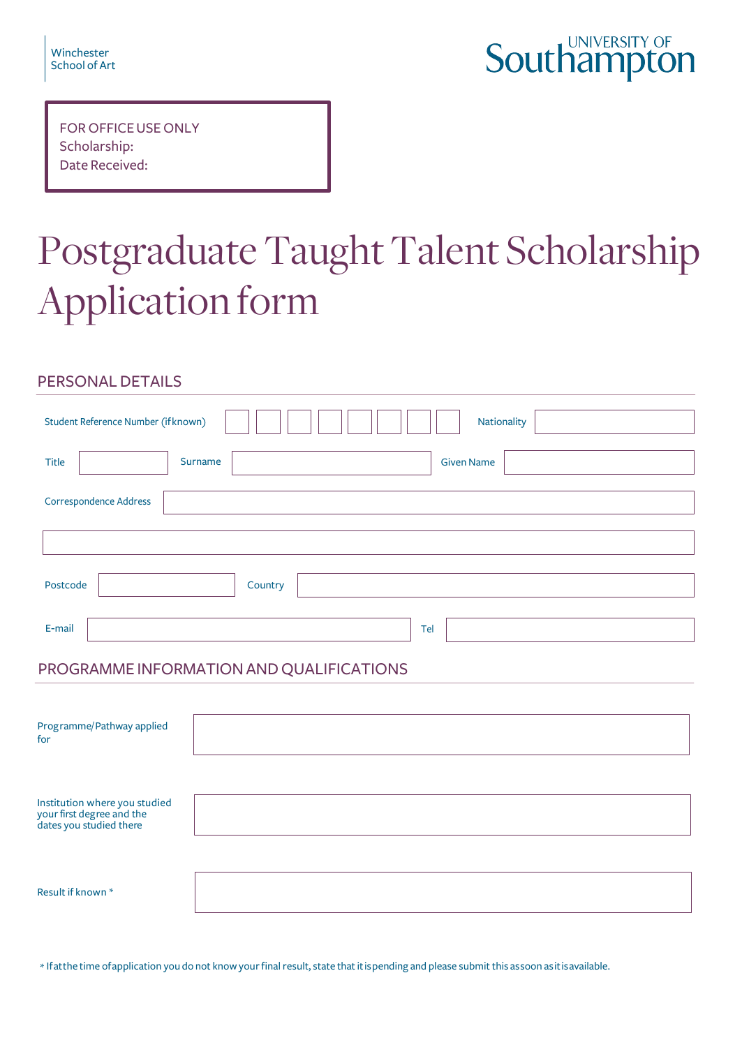Winchester
School of Art

UNIVERSITY OF
Southampton

FOR OFFICE USE ONLY
Scholarship:
Date Received:

# Postgraduate Taught Talent Scholarship Application form

## PERSONAL DETAILS

Student Reference Number (if known) | | | | | | | | | Nationality

Title | Surname | Given Name

Correspondence Address

Postcode | Country

E-mail | Tel

## PROGRAMME INFORMATION AND QUALIFICATIONS

Programme/Pathway applied for

Institution where you studied your first degree and the dates you studied there

Result if known *

* If at the time of application you do not know your final result, state that it is pending and please submit this as soon as it is available.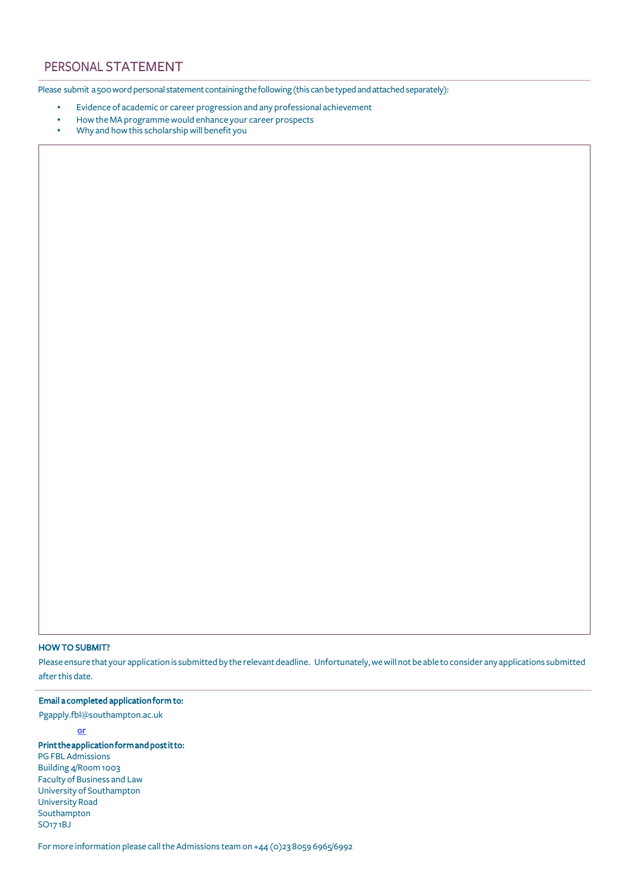## PERSONAL STATEMENT

Please submit a 500 word personal statement containing the following (this can be typed and attached separately):

- Evidence of academic or career progression and any professional achievement
- How the MA programme would enhance your career prospects
- Why and how this scholarship will benefit you

**HOW TO SUBMIT?**

Please ensure that your application is submitted by the relevant deadline. Unfortunately, we will not be able to consider any applications submitted after this date.

**Email a completed application form to:**

Pgapply.fbl@southampton.ac.uk

**or**

**Print the application form and post it to:**

PG FBL Admissions
Building 4/Room 1003
Faculty of Business and Law
University of Southampton
University Road
Southampton
SO17 1BJ

For more information please call the Admissions team on +44 (0)23 8059 6965/6992